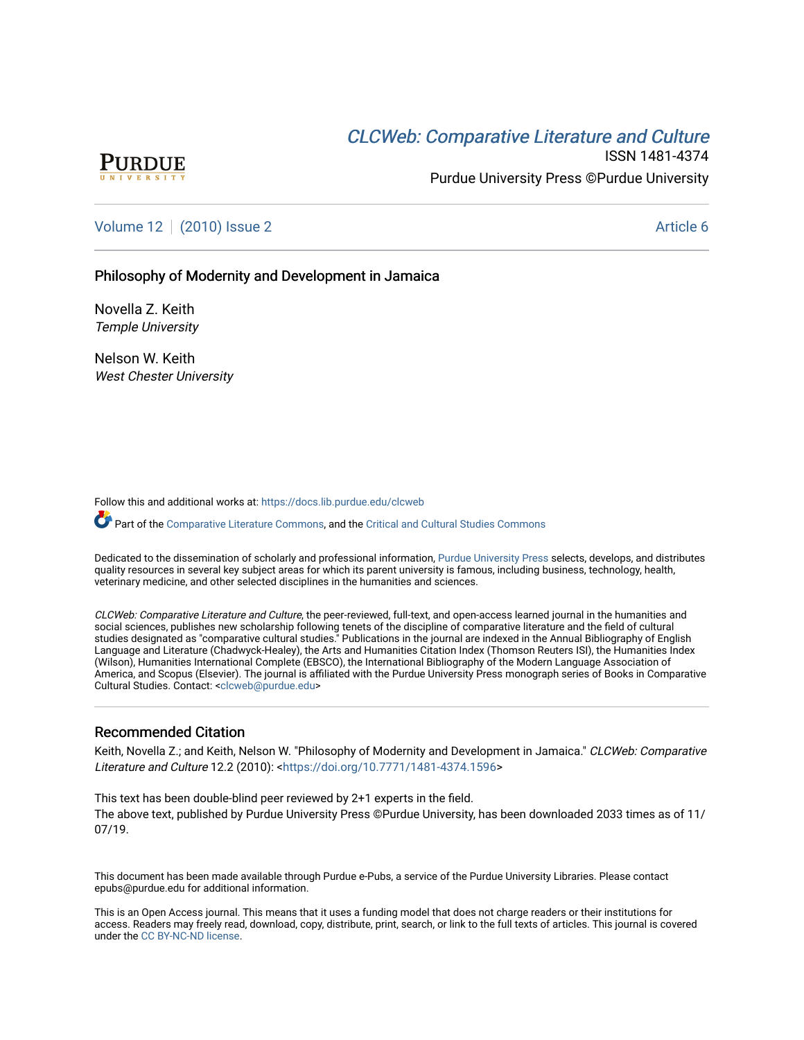PURDUE
UNIVERSITY

[*CLCWeb: Comparative Literature and Culture*](https://docs.lib.purdue.edu/clcweb)

ISSN 1481-4374

Purdue University Press ©Purdue University

Volume 12 | (2010) Issue 2 Article 6

# Philosophy of Modernity and Development in Jamaica

Novella Z. Keith
*Temple University*

Nelson W. Keith
*West Chester University*

Follow this and additional works at: https://docs.lib.purdue.edu/clcweb

Part of the Comparative Literature Commons, and the Critical and Cultural Studies Commons

Dedicated to the dissemination of scholarly and professional information, Purdue University Press selects, develops, and distributes quality resources in several key subject areas for which its parent university is famous, including business, technology, health, veterinary medicine, and other selected disciplines in the humanities and sciences.

*CLCWeb: Comparative Literature and Culture*, the peer-reviewed, full-text, and open-access learned journal in the humanities and social sciences, publishes new scholarship following tenets of the discipline of comparative literature and the field of cultural studies designated as "comparative cultural studies." Publications in the journal are indexed in the Annual Bibliography of English Language and Literature (Chadwyck-Healey), the Arts and Humanities Citation Index (Thomson Reuters ISI), the Humanities Index (Wilson), Humanities International Complete (EBSCO), the International Bibliography of the Modern Language Association of America, and Scopus (Elsevier). The journal is affiliated with the Purdue University Press monograph series of Books in Comparative Cultural Studies. Contact: <clcweb@purdue.edu>

## Recommended Citation

Keith, Novella Z.; and Keith, Nelson W. "Philosophy of Modernity and Development in Jamaica." *CLCWeb: Comparative Literature and Culture* 12.2 (2010): <https://doi.org/10.7771/1481-4374.1596>

This text has been double-blind peer reviewed by 2+1 experts in the field.
The above text, published by Purdue University Press ©Purdue University, has been downloaded 2033 times as of 11/07/19.

This document has been made available through Purdue e-Pubs, a service of the Purdue University Libraries. Please contact epubs@purdue.edu for additional information.

This is an Open Access journal. This means that it uses a funding model that does not charge readers or their institutions for access. Readers may freely read, download, copy, distribute, print, search, or link to the full texts of articles. This journal is covered under the CC BY-NC-ND license.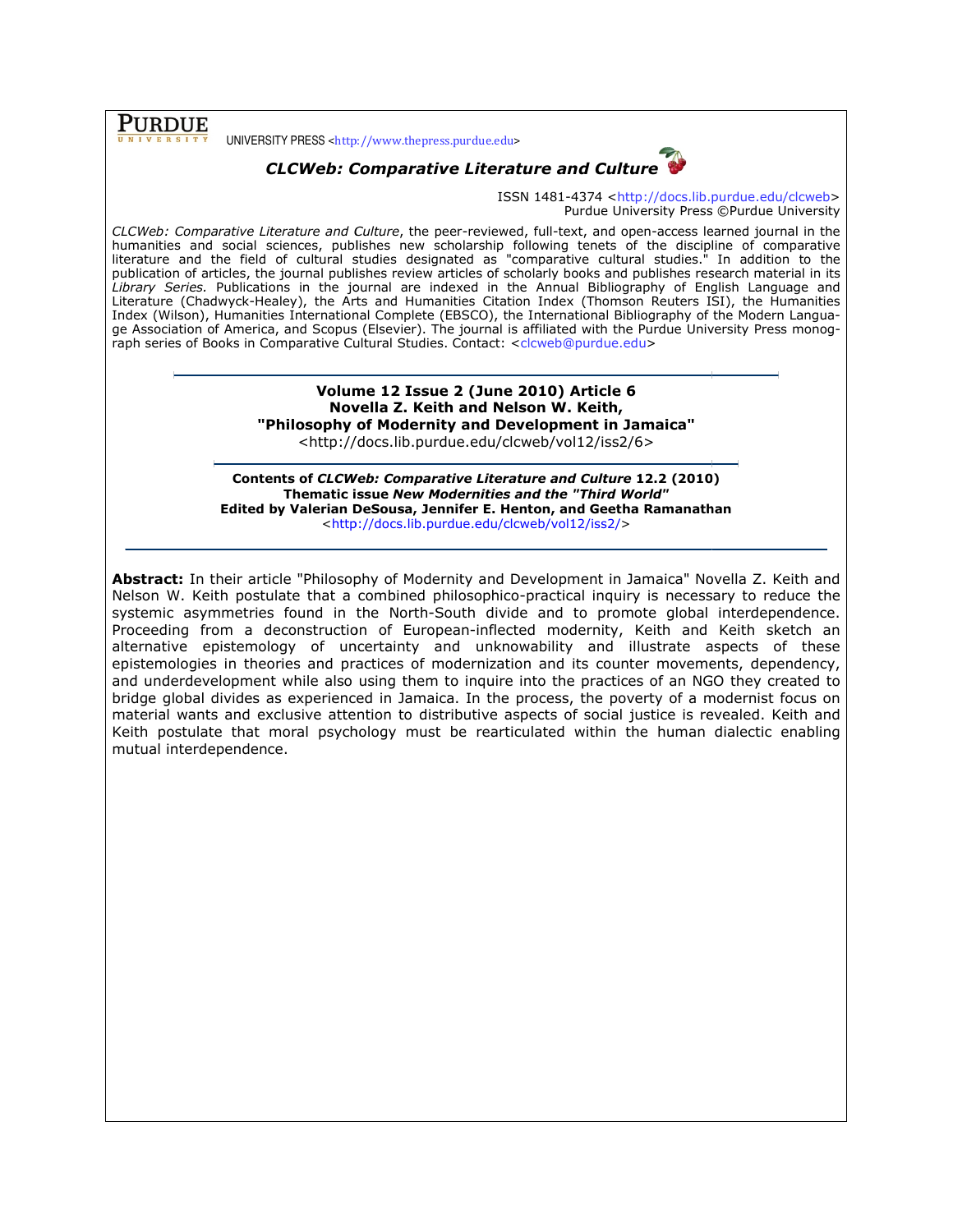**PURDUE** UNIVERSITY PRESS <http://www.thepress.purdue.edu>

***CLCWeb: Comparative Literature and Culture***

ISSN 1481-4374 <http://docs.lib.purdue.edu/clcweb>
Purdue University Press ©Purdue University

*CLCWeb: Comparative Literature and Culture*, the peer-reviewed, full-text, and open-access learned journal in the humanities and social sciences, publishes new scholarship following tenets of the discipline of comparative literature and the field of cultural studies designated as "comparative cultural studies." In addition to the publication of articles, the journal publishes review articles of scholarly books and publishes research material in its *Library Series*. Publications in the journal are indexed in the Annual Bibliography of English Language and Literature (Chadwyck-Healey), the Arts and Humanities Citation Index (Thomson Reuters ISI), the Humanities Index (Wilson), Humanities International Complete (EBSCO), the International Bibliography of the Modern Language Association of America, and Scopus (Elsevier). The journal is affiliated with the Purdue University Press monograph series of Books in Comparative Cultural Studies. Contact: <clcweb@purdue.edu>

---

**Volume 12 Issue 2 (June 2010) Article 6**
**Novella Z. Keith and Nelson W. Keith,**
**"Philosophy of Modernity and Development in Jamaica"**
<http://docs.lib.purdue.edu/clcweb/vol12/iss2/6>

---

**Contents of *CLCWeb: Comparative Literature and Culture* 12.2 (2010)**
**Thematic issue *New Modernities and the "Third World"***
**Edited by Valerian DeSousa, Jennifer E. Henton, and Geetha Ramanathan**
<http://docs.lib.purdue.edu/clcweb/vol12/iss2/>

---

**Abstract:** In their article "Philosophy of Modernity and Development in Jamaica" Novella Z. Keith and Nelson W. Keith postulate that a combined philosophico-practical inquiry is necessary to reduce the systemic asymmetries found in the North-South divide and to promote global interdependence. Proceeding from a deconstruction of European-inflected modernity, Keith and Keith sketch an alternative epistemology of uncertainty and unknowability and illustrate aspects of these epistemologies in theories and practices of modernization and its counter movements, dependency, and underdevelopment while also using them to inquire into the practices of an NGO they created to bridge global divides as experienced in Jamaica. In the process, the poverty of a modernist focus on material wants and exclusive attention to distributive aspects of social justice is revealed. Keith and Keith postulate that moral psychology must be rearticulated within the human dialectic enabling mutual interdependence.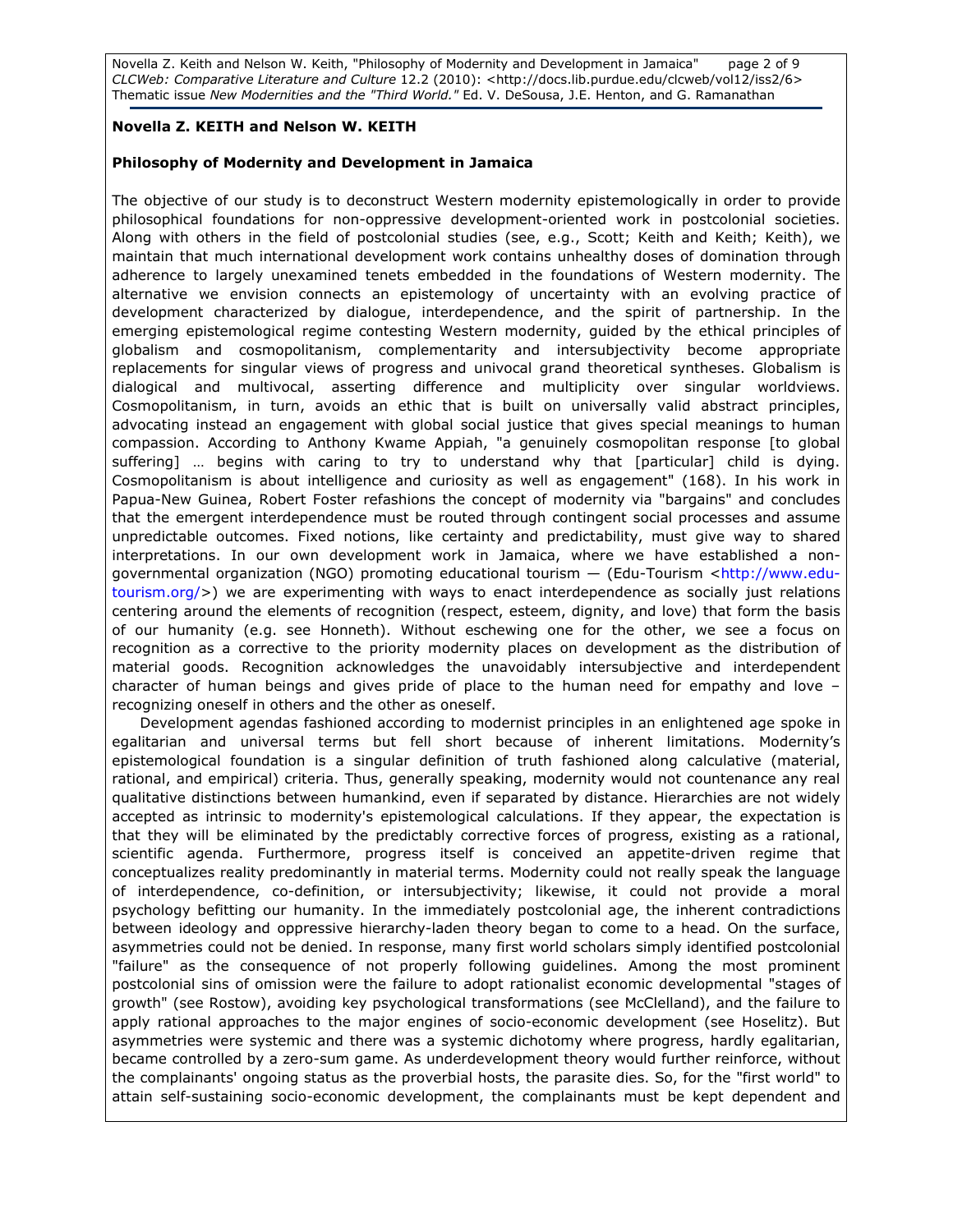**Novella Z. KEITH and Nelson W. KEITH**

**Philosophy of Modernity and Development in Jamaica**

The objective of our study is to deconstruct Western modernity epistemologically in order to provide philosophical foundations for non-oppressive development-oriented work in postcolonial societies. Along with others in the field of postcolonial studies (see, e.g., Scott; Keith and Keith; Keith), we maintain that much international development work contains unhealthy doses of domination through adherence to largely unexamined tenets embedded in the foundations of Western modernity. The alternative we envision connects an epistemology of uncertainty with an evolving practice of development characterized by dialogue, interdependence, and the spirit of partnership. In the emerging epistemological regime contesting Western modernity, guided by the ethical principles of globalism and cosmopolitanism, complementarity and intersubjectivity become appropriate replacements for singular views of progress and univocal grand theoretical syntheses. Globalism is dialogical and multivocal, asserting difference and multiplicity over singular worldviews. Cosmopolitanism, in turn, avoids an ethic that is built on universally valid abstract principles, advocating instead an engagement with global social justice that gives special meanings to human compassion. According to Anthony Kwame Appiah, "a genuinely cosmopolitan response [to global suffering] … begins with caring to try to understand why that [particular] child is dying. Cosmopolitanism is about intelligence and curiosity as well as engagement" (168). In his work in Papua-New Guinea, Robert Foster refashions the concept of modernity via "bargains" and concludes that the emergent interdependence must be routed through contingent social processes and assume unpredictable outcomes. Fixed notions, like certainty and predictability, must give way to shared interpretations. In our own development work in Jamaica, where we have established a non-governmental organization (NGO) promoting educational tourism — (Edu-Tourism <http://www.edu-tourism.org/>) we are experimenting with ways to enact interdependence as socially just relations centering around the elements of recognition (respect, esteem, dignity, and love) that form the basis of our humanity (e.g. see Honneth). Without eschewing one for the other, we see a focus on recognition as a corrective to the priority modernity places on development as the distribution of material goods. Recognition acknowledges the unavoidably intersubjective and interdependent character of human beings and gives pride of place to the human need for empathy and love – recognizing oneself in others and the other as oneself.

Development agendas fashioned according to modernist principles in an enlightened age spoke in egalitarian and universal terms but fell short because of inherent limitations. Modernity's epistemological foundation is a singular definition of truth fashioned along calculative (material, rational, and empirical) criteria. Thus, generally speaking, modernity would not countenance any real qualitative distinctions between humankind, even if separated by distance. Hierarchies are not widely accepted as intrinsic to modernity's epistemological calculations. If they appear, the expectation is that they will be eliminated by the predictably corrective forces of progress, existing as a rational, scientific agenda. Furthermore, progress itself is conceived an appetite-driven regime that conceptualizes reality predominantly in material terms. Modernity could not really speak the language of interdependence, co-definition, or intersubjectivity; likewise, it could not provide a moral psychology befitting our humanity. In the immediately postcolonial age, the inherent contradictions between ideology and oppressive hierarchy-laden theory began to come to a head. On the surface, asymmetries could not be denied. In response, many first world scholars simply identified postcolonial "failure" as the consequence of not properly following guidelines. Among the most prominent postcolonial sins of omission were the failure to adopt rationalist economic developmental "stages of growth" (see Rostow), avoiding key psychological transformations (see McClelland), and the failure to apply rational approaches to the major engines of socio-economic development (see Hoselitz). But asymmetries were systemic and there was a systemic dichotomy where progress, hardly egalitarian, became controlled by a zero-sum game. As underdevelopment theory would further reinforce, without the complainants' ongoing status as the proverbial hosts, the parasite dies. So, for the "first world" to attain self-sustaining socio-economic development, the complainants must be kept dependent and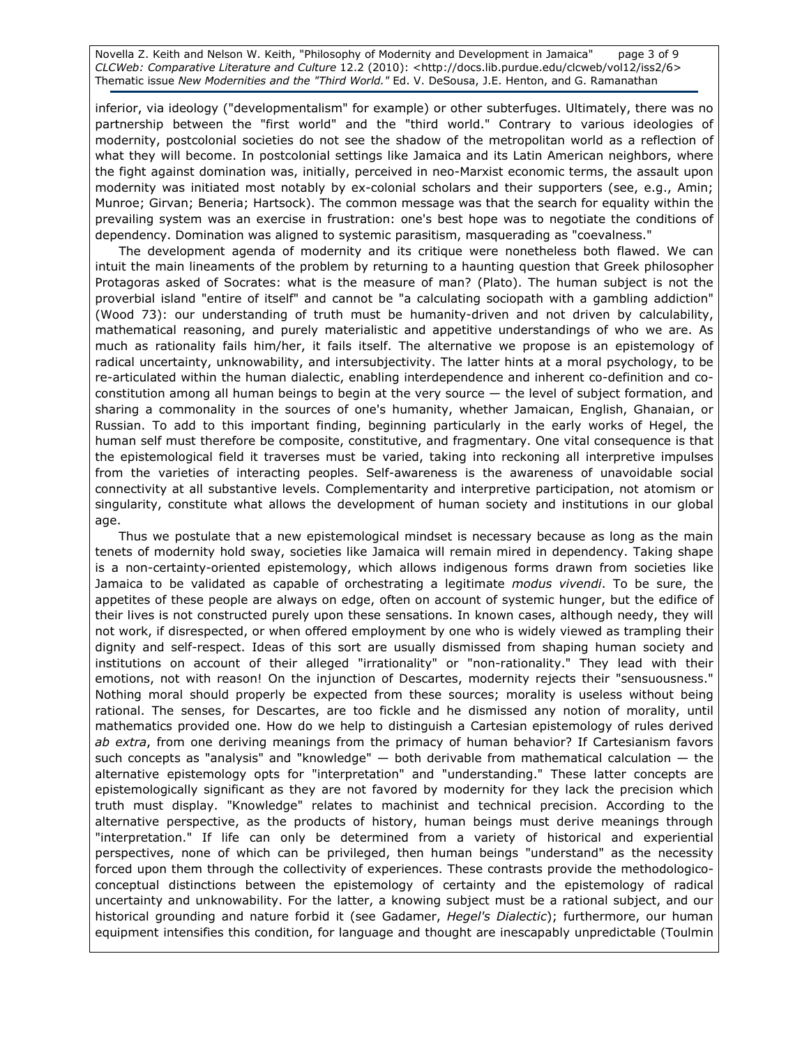inferior, via ideology ("developmentalism" for example) or other subterfuges. Ultimately, there was no partnership between the "first world" and the "third world." Contrary to various ideologies of modernity, postcolonial societies do not see the shadow of the metropolitan world as a reflection of what they will become. In postcolonial settings like Jamaica and its Latin American neighbors, where the fight against domination was, initially, perceived in neo-Marxist economic terms, the assault upon modernity was initiated most notably by ex-colonial scholars and their supporters (see, e.g., Amin; Munroe; Girvan; Beneria; Hartsock). The common message was that the search for equality within the prevailing system was an exercise in frustration: one's best hope was to negotiate the conditions of dependency. Domination was aligned to systemic parasitism, masquerading as "coevalness."

The development agenda of modernity and its critique were nonetheless both flawed. We can intuit the main lineaments of the problem by returning to a haunting question that Greek philosopher Protagoras asked of Socrates: what is the measure of man? (Plato). The human subject is not the proverbial island "entire of itself" and cannot be "a calculating sociopath with a gambling addiction" (Wood 73): our understanding of truth must be humanity-driven and not driven by calculability, mathematical reasoning, and purely materialistic and appetitive understandings of who we are. As much as rationality fails him/her, it fails itself. The alternative we propose is an epistemology of radical uncertainty, unknowability, and intersubjectivity. The latter hints at a moral psychology, to be re-articulated within the human dialectic, enabling interdependence and inherent co-definition and co-constitution among all human beings to begin at the very source — the level of subject formation, and sharing a commonality in the sources of one's humanity, whether Jamaican, English, Ghanaian, or Russian. To add to this important finding, beginning particularly in the early works of Hegel, the human self must therefore be composite, constitutive, and fragmentary. One vital consequence is that the epistemological field it traverses must be varied, taking into reckoning all interpretive impulses from the varieties of interacting peoples. Self-awareness is the awareness of unavoidable social connectivity at all substantive levels. Complementarity and interpretive participation, not atomism or singularity, constitute what allows the development of human society and institutions in our global age.

Thus we postulate that a new epistemological mindset is necessary because as long as the main tenets of modernity hold sway, societies like Jamaica will remain mired in dependency. Taking shape is a non-certainty-oriented epistemology, which allows indigenous forms drawn from societies like Jamaica to be validated as capable of orchestrating a legitimate *modus vivendi*. To be sure, the appetites of these people are always on edge, often on account of systemic hunger, but the edifice of their lives is not constructed purely upon these sensations. In known cases, although needy, they will not work, if disrespected, or when offered employment by one who is widely viewed as trampling their dignity and self-respect. Ideas of this sort are usually dismissed from shaping human society and institutions on account of their alleged "irrationality" or "non-rationality." They lead with their emotions, not with reason! On the injunction of Descartes, modernity rejects their "sensuousness." Nothing moral should properly be expected from these sources; morality is useless without being rational. The senses, for Descartes, are too fickle and he dismissed any notion of morality, until mathematics provided one. How do we help to distinguish a Cartesian epistemology of rules derived *ab extra*, from one deriving meanings from the primacy of human behavior? If Cartesianism favors such concepts as "analysis" and "knowledge" — both derivable from mathematical calculation — the alternative epistemology opts for "interpretation" and "understanding." These latter concepts are epistemologically significant as they are not favored by modernity for they lack the precision which truth must display. "Knowledge" relates to machinist and technical precision. According to the alternative perspective, as the products of history, human beings must derive meanings through "interpretation." If life can only be determined from a variety of historical and experiential perspectives, none of which can be privileged, then human beings "understand" as the necessity forced upon them through the collectivity of experiences. These contrasts provide the methodologico-conceptual distinctions between the epistemology of certainty and the epistemology of radical uncertainty and unknowability. For the latter, a knowing subject must be a rational subject, and our historical grounding and nature forbid it (see Gadamer, *Hegel's Dialectic*); furthermore, our human equipment intensifies this condition, for language and thought are inescapably unpredictable (Toulmin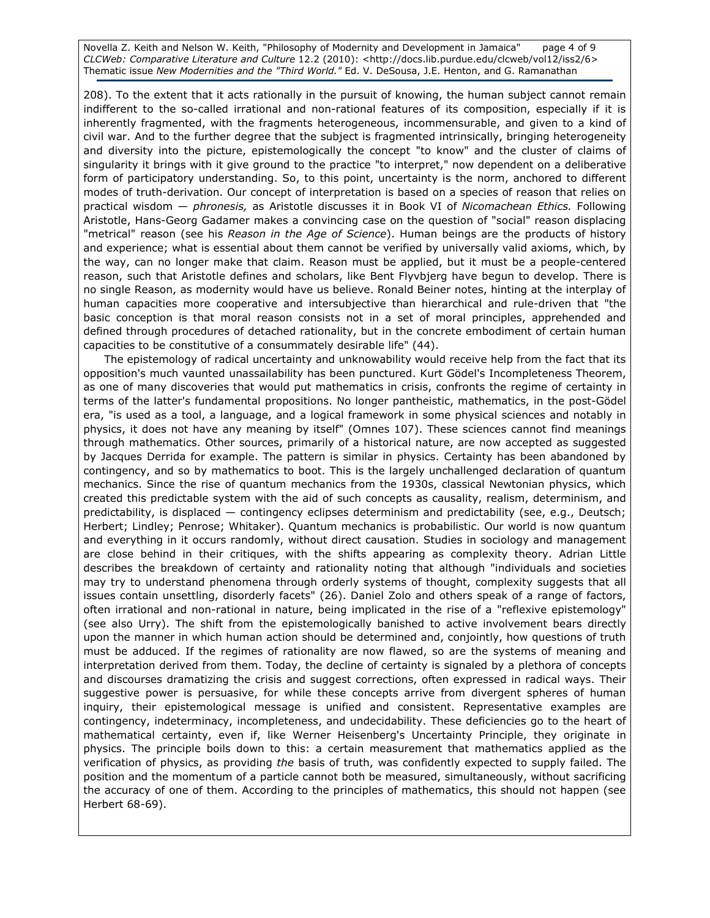208). To the extent that it acts rationally in the pursuit of knowing, the human subject cannot remain indifferent to the so-called irrational and non-rational features of its composition, especially if it is inherently fragmented, with the fragments heterogeneous, incommensurable, and given to a kind of civil war. And to the further degree that the subject is fragmented intrinsically, bringing heterogeneity and diversity into the picture, epistemologically the concept "to know" and the cluster of claims of singularity it brings with it give ground to the practice "to interpret," now dependent on a deliberative form of participatory understanding. So, to this point, uncertainty is the norm, anchored to different modes of truth-derivation. Our concept of interpretation is based on a species of reason that relies on practical wisdom — *phronesis,* as Aristotle discusses it in Book VI of *Nicomachean Ethics.* Following Aristotle, Hans-Georg Gadamer makes a convincing case on the question of "social" reason displacing "metrical" reason (see his *Reason in the Age of Science*). Human beings are the products of history and experience; what is essential about them cannot be verified by universally valid axioms, which, by the way, can no longer make that claim. Reason must be applied, but it must be a people-centered reason, such that Aristotle defines and scholars, like Bent Flyvbjerg have begun to develop. There is no single Reason, as modernity would have us believe. Ronald Beiner notes, hinting at the interplay of human capacities more cooperative and intersubjective than hierarchical and rule-driven that "the basic conception is that moral reason consists not in a set of moral principles, apprehended and defined through procedures of detached rationality, but in the concrete embodiment of certain human capacities to be constitutive of a consummately desirable life" (44).

The epistemology of radical uncertainty and unknowability would receive help from the fact that its opposition's much vaunted unassailability has been punctured. Kurt Gödel's Incompleteness Theorem, as one of many discoveries that would put mathematics in crisis, confronts the regime of certainty in terms of the latter's fundamental propositions. No longer pantheistic, mathematics, in the post-Gödel era, "is used as a tool, a language, and a logical framework in some physical sciences and notably in physics, it does not have any meaning by itself" (Omnes 107). These sciences cannot find meanings through mathematics. Other sources, primarily of a historical nature, are now accepted as suggested by Jacques Derrida for example. The pattern is similar in physics. Certainty has been abandoned by contingency, and so by mathematics to boot. This is the largely unchallenged declaration of quantum mechanics. Since the rise of quantum mechanics from the 1930s, classical Newtonian physics, which created this predictable system with the aid of such concepts as causality, realism, determinism, and predictability, is displaced — contingency eclipses determinism and predictability (see, e.g., Deutsch; Herbert; Lindley; Penrose; Whitaker). Quantum mechanics is probabilistic. Our world is now quantum and everything in it occurs randomly, without direct causation. Studies in sociology and management are close behind in their critiques, with the shifts appearing as complexity theory. Adrian Little describes the breakdown of certainty and rationality noting that although "individuals and societies may try to understand phenomena through orderly systems of thought, complexity suggests that all issues contain unsettling, disorderly facets" (26). Daniel Zolo and others speak of a range of factors, often irrational and non-rational in nature, being implicated in the rise of a "reflexive epistemology" (see also Urry). The shift from the epistemologically banished to active involvement bears directly upon the manner in which human action should be determined and, conjointly, how questions of truth must be adduced. If the regimes of rationality are now flawed, so are the systems of meaning and interpretation derived from them. Today, the decline of certainty is signaled by a plethora of concepts and discourses dramatizing the crisis and suggest corrections, often expressed in radical ways. Their suggestive power is persuasive, for while these concepts arrive from divergent spheres of human inquiry, their epistemological message is unified and consistent. Representative examples are contingency, indeterminacy, incompleteness, and undecidability. These deficiencies go to the heart of mathematical certainty, even if, like Werner Heisenberg's Uncertainty Principle, they originate in physics. The principle boils down to this: a certain measurement that mathematics applied as the verification of physics, as providing *the* basis of truth, was confidently expected to supply failed. The position and the momentum of a particle cannot both be measured, simultaneously, without sacrificing the accuracy of one of them. According to the principles of mathematics, this should not happen (see Herbert 68-69).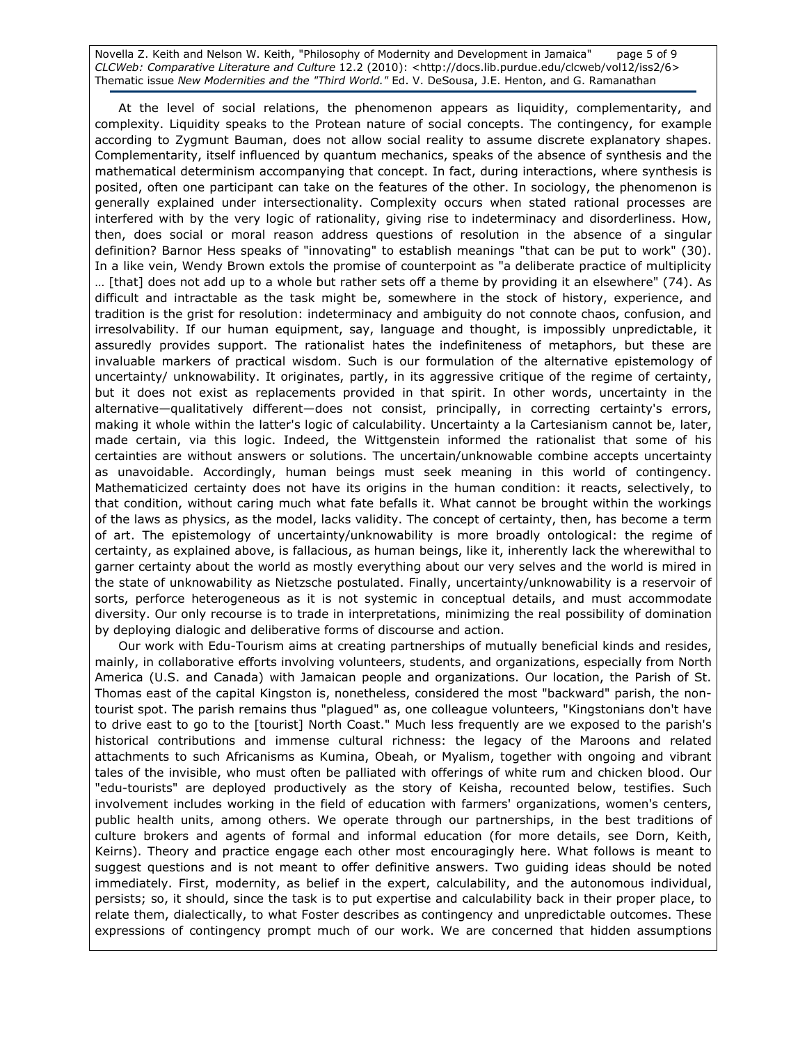At the level of social relations, the phenomenon appears as liquidity, complementarity, and complexity. Liquidity speaks to the Protean nature of social concepts. The contingency, for example according to Zygmunt Bauman, does not allow social reality to assume discrete explanatory shapes. Complementarity, itself influenced by quantum mechanics, speaks of the absence of synthesis and the mathematical determinism accompanying that concept. In fact, during interactions, where synthesis is posited, often one participant can take on the features of the other. In sociology, the phenomenon is generally explained under intersectionality. Complexity occurs when stated rational processes are interfered with by the very logic of rationality, giving rise to indeterminacy and disorderliness. How, then, does social or moral reason address questions of resolution in the absence of a singular definition? Barnor Hess speaks of "innovating" to establish meanings "that can be put to work" (30). In a like vein, Wendy Brown extols the promise of counterpoint as "a deliberate practice of multiplicity … [that] does not add up to a whole but rather sets off a theme by providing it an elsewhere" (74). As difficult and intractable as the task might be, somewhere in the stock of history, experience, and tradition is the grist for resolution: indeterminacy and ambiguity do not connote chaos, confusion, and irresolvability. If our human equipment, say, language and thought, is impossibly unpredictable, it assuredly provides support. The rationalist hates the indefiniteness of metaphors, but these are invaluable markers of practical wisdom. Such is our formulation of the alternative epistemology of uncertainty/ unknowability. It originates, partly, in its aggressive critique of the regime of certainty, but it does not exist as replacements provided in that spirit. In other words, uncertainty in the alternative—qualitatively different—does not consist, principally, in correcting certainty's errors, making it whole within the latter's logic of calculability. Uncertainty a la Cartesianism cannot be, later, made certain, via this logic. Indeed, the Wittgenstein informed the rationalist that some of his certainties are without answers or solutions. The uncertain/unknowable combine accepts uncertainty as unavoidable. Accordingly, human beings must seek meaning in this world of contingency. Mathematicized certainty does not have its origins in the human condition: it reacts, selectively, to that condition, without caring much what fate befalls it. What cannot be brought within the workings of the laws as physics, as the model, lacks validity. The concept of certainty, then, has become a term of art. The epistemology of uncertainty/unknowability is more broadly ontological: the regime of certainty, as explained above, is fallacious, as human beings, like it, inherently lack the wherewithal to garner certainty about the world as mostly everything about our very selves and the world is mired in the state of unknowability as Nietzsche postulated. Finally, uncertainty/unknowability is a reservoir of sorts, perforce heterogeneous as it is not systemic in conceptual details, and must accommodate diversity. Our only recourse is to trade in interpretations, minimizing the real possibility of domination by deploying dialogic and deliberative forms of discourse and action.

Our work with Edu-Tourism aims at creating partnerships of mutually beneficial kinds and resides, mainly, in collaborative efforts involving volunteers, students, and organizations, especially from North America (U.S. and Canada) with Jamaican people and organizations. Our location, the Parish of St. Thomas east of the capital Kingston is, nonetheless, considered the most "backward" parish, the non-tourist spot. The parish remains thus "plagued" as, one colleague volunteers, "Kingstonians don't have to drive east to go to the [tourist] North Coast." Much less frequently are we exposed to the parish's historical contributions and immense cultural richness: the legacy of the Maroons and related attachments to such Africanisms as Kumina, Obeah, or Myalism, together with ongoing and vibrant tales of the invisible, who must often be palliated with offerings of white rum and chicken blood. Our "edu-tourists" are deployed productively as the story of Keisha, recounted below, testifies. Such involvement includes working in the field of education with farmers' organizations, women's centers, public health units, among others. We operate through our partnerships, in the best traditions of culture brokers and agents of formal and informal education (for more details, see Dorn, Keith, Keirns). Theory and practice engage each other most encouragingly here. What follows is meant to suggest questions and is not meant to offer definitive answers. Two guiding ideas should be noted immediately. First, modernity, as belief in the expert, calculability, and the autonomous individual, persists; so, it should, since the task is to put expertise and calculability back in their proper place, to relate them, dialectically, to what Foster describes as contingency and unpredictable outcomes. These expressions of contingency prompt much of our work. We are concerned that hidden assumptions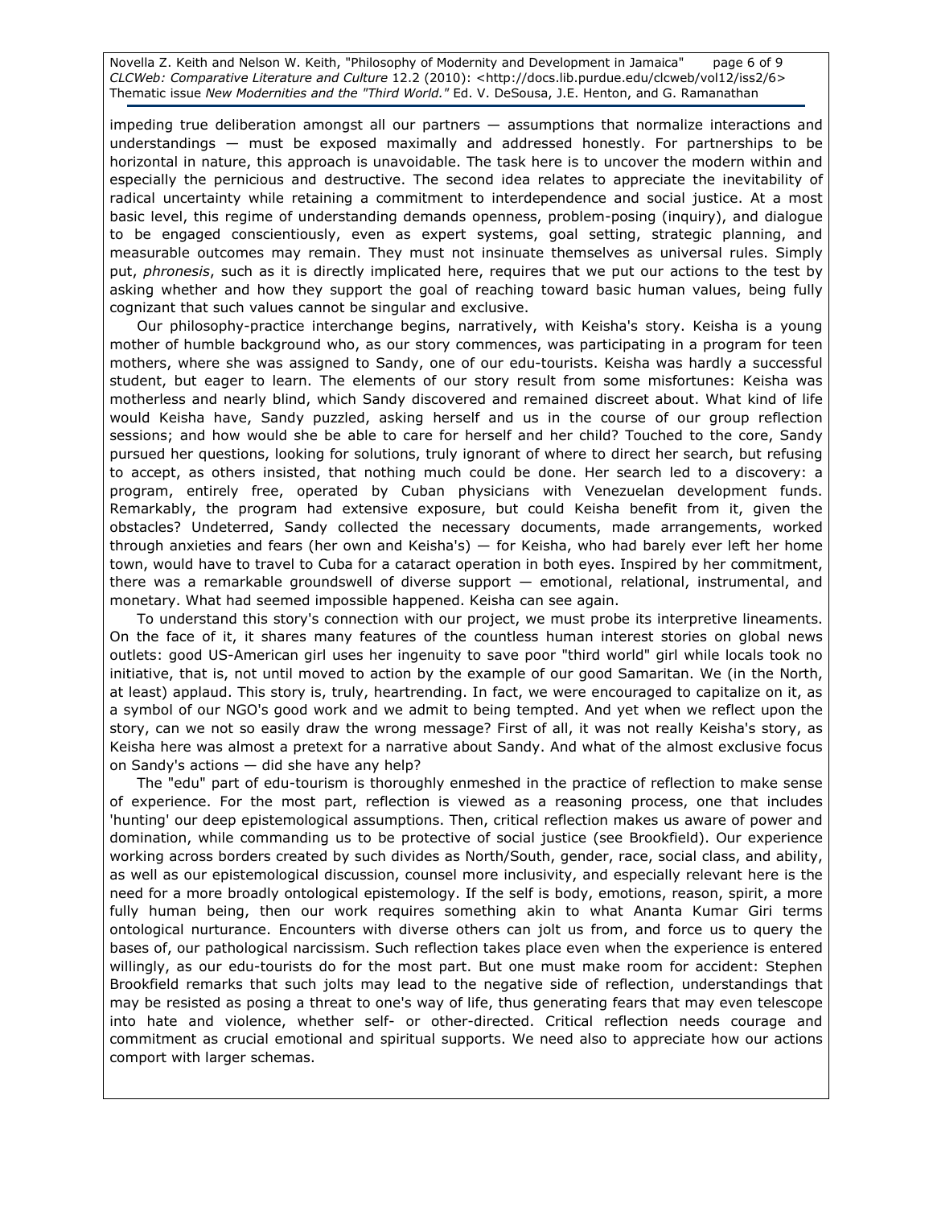impeding true deliberation amongst all our partners — assumptions that normalize interactions and understandings — must be exposed maximally and addressed honestly. For partnerships to be horizontal in nature, this approach is unavoidable. The task here is to uncover the modern within and especially the pernicious and destructive. The second idea relates to appreciate the inevitability of radical uncertainty while retaining a commitment to interdependence and social justice. At a most basic level, this regime of understanding demands openness, problem-posing (inquiry), and dialogue to be engaged conscientiously, even as expert systems, goal setting, strategic planning, and measurable outcomes may remain. They must not insinuate themselves as universal rules. Simply put, *phronesis*, such as it is directly implicated here, requires that we put our actions to the test by asking whether and how they support the goal of reaching toward basic human values, being fully cognizant that such values cannot be singular and exclusive.

Our philosophy-practice interchange begins, narratively, with Keisha's story. Keisha is a young mother of humble background who, as our story commences, was participating in a program for teen mothers, where she was assigned to Sandy, one of our edu-tourists. Keisha was hardly a successful student, but eager to learn. The elements of our story result from some misfortunes: Keisha was motherless and nearly blind, which Sandy discovered and remained discreet about. What kind of life would Keisha have, Sandy puzzled, asking herself and us in the course of our group reflection sessions; and how would she be able to care for herself and her child? Touched to the core, Sandy pursued her questions, looking for solutions, truly ignorant of where to direct her search, but refusing to accept, as others insisted, that nothing much could be done. Her search led to a discovery: a program, entirely free, operated by Cuban physicians with Venezuelan development funds. Remarkably, the program had extensive exposure, but could Keisha benefit from it, given the obstacles? Undeterred, Sandy collected the necessary documents, made arrangements, worked through anxieties and fears (her own and Keisha's) — for Keisha, who had barely ever left her home town, would have to travel to Cuba for a cataract operation in both eyes. Inspired by her commitment, there was a remarkable groundswell of diverse support — emotional, relational, instrumental, and monetary. What had seemed impossible happened. Keisha can see again.

To understand this story's connection with our project, we must probe its interpretive lineaments. On the face of it, it shares many features of the countless human interest stories on global news outlets: good US-American girl uses her ingenuity to save poor "third world" girl while locals took no initiative, that is, not until moved to action by the example of our good Samaritan. We (in the North, at least) applaud. This story is, truly, heartrending. In fact, we were encouraged to capitalize on it, as a symbol of our NGO's good work and we admit to being tempted. And yet when we reflect upon the story, can we not so easily draw the wrong message? First of all, it was not really Keisha's story, as Keisha here was almost a pretext for a narrative about Sandy. And what of the almost exclusive focus on Sandy's actions — did she have any help?

The "edu" part of edu-tourism is thoroughly enmeshed in the practice of reflection to make sense of experience. For the most part, reflection is viewed as a reasoning process, one that includes 'hunting' our deep epistemological assumptions. Then, critical reflection makes us aware of power and domination, while commanding us to be protective of social justice (see Brookfield). Our experience working across borders created by such divides as North/South, gender, race, social class, and ability, as well as our epistemological discussion, counsel more inclusivity, and especially relevant here is the need for a more broadly ontological epistemology. If the self is body, emotions, reason, spirit, a more fully human being, then our work requires something akin to what Ananta Kumar Giri terms ontological nurturance. Encounters with diverse others can jolt us from, and force us to query the bases of, our pathological narcissism. Such reflection takes place even when the experience is entered willingly, as our edu-tourists do for the most part. But one must make room for accident: Stephen Brookfield remarks that such jolts may lead to the negative side of reflection, understandings that may be resisted as posing a threat to one's way of life, thus generating fears that may even telescope into hate and violence, whether self- or other-directed. Critical reflection needs courage and commitment as crucial emotional and spiritual supports. We need also to appreciate how our actions comport with larger schemas.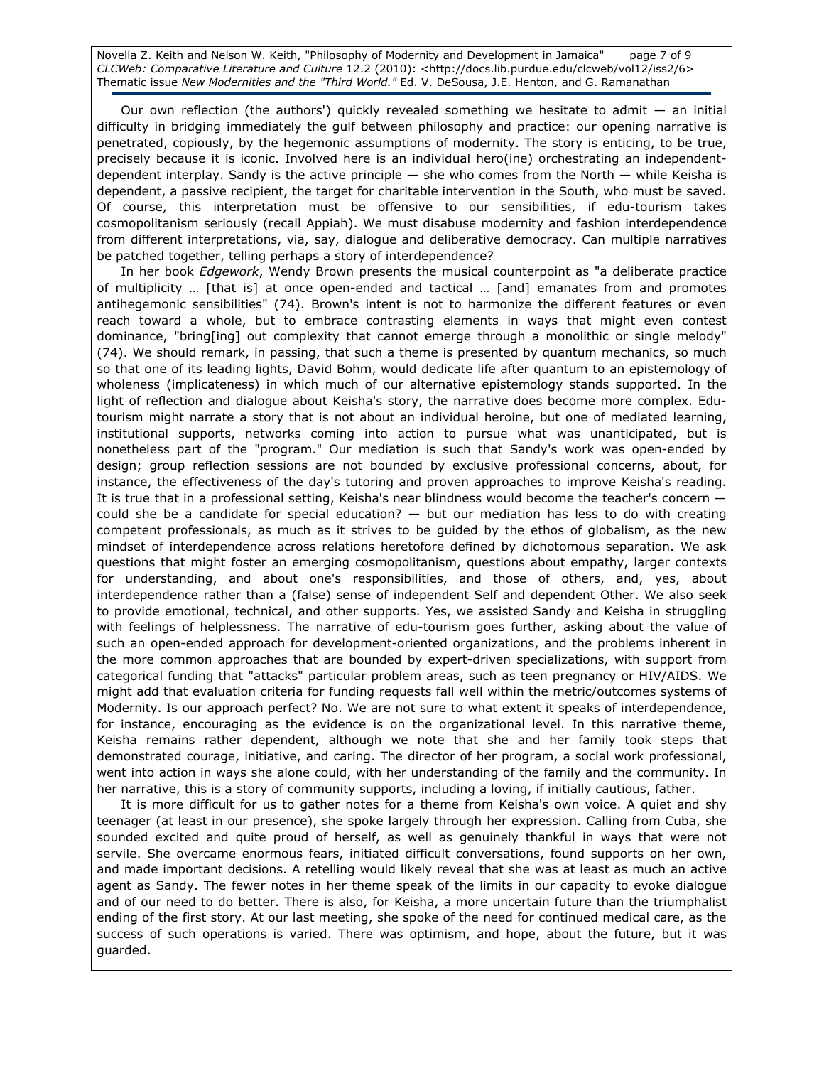Our own reflection (the authors') quickly revealed something we hesitate to admit — an initial difficulty in bridging immediately the gulf between philosophy and practice: our opening narrative is penetrated, copiously, by the hegemonic assumptions of modernity. The story is enticing, to be true, precisely because it is iconic. Involved here is an individual hero(ine) orchestrating an independent-dependent interplay. Sandy is the active principle — she who comes from the North — while Keisha is dependent, a passive recipient, the target for charitable intervention in the South, who must be saved. Of course, this interpretation must be offensive to our sensibilities, if edu-tourism takes cosmopolitanism seriously (recall Appiah). We must disabuse modernity and fashion interdependence from different interpretations, via, say, dialogue and deliberative democracy. Can multiple narratives be patched together, telling perhaps a story of interdependence?

In her book *Edgework*, Wendy Brown presents the musical counterpoint as "a deliberate practice of multiplicity … [that is] at once open-ended and tactical … [and] emanates from and promotes antihegemonic sensibilities" (74). Brown's intent is not to harmonize the different features or even reach toward a whole, but to embrace contrasting elements in ways that might even contest dominance, "bring[ing] out complexity that cannot emerge through a monolithic or single melody" (74). We should remark, in passing, that such a theme is presented by quantum mechanics, so much so that one of its leading lights, David Bohm, would dedicate life after quantum to an epistemology of wholeness (implicateness) in which much of our alternative epistemology stands supported. In the light of reflection and dialogue about Keisha's story, the narrative does become more complex. Edu-tourism might narrate a story that is not about an individual heroine, but one of mediated learning, institutional supports, networks coming into action to pursue what was unanticipated, but is nonetheless part of the "program." Our mediation is such that Sandy's work was open-ended by design; group reflection sessions are not bounded by exclusive professional concerns, about, for instance, the effectiveness of the day's tutoring and proven approaches to improve Keisha's reading. It is true that in a professional setting, Keisha's near blindness would become the teacher's concern — could she be a candidate for special education? — but our mediation has less to do with creating competent professionals, as much as it strives to be guided by the ethos of globalism, as the new mindset of interdependence across relations heretofore defined by dichotomous separation. We ask questions that might foster an emerging cosmopolitanism, questions about empathy, larger contexts for understanding, and about one's responsibilities, and those of others, and, yes, about interdependence rather than a (false) sense of independent Self and dependent Other. We also seek to provide emotional, technical, and other supports. Yes, we assisted Sandy and Keisha in struggling with feelings of helplessness. The narrative of edu-tourism goes further, asking about the value of such an open-ended approach for development-oriented organizations, and the problems inherent in the more common approaches that are bounded by expert-driven specializations, with support from categorical funding that "attacks" particular problem areas, such as teen pregnancy or HIV/AIDS. We might add that evaluation criteria for funding requests fall well within the metric/outcomes systems of Modernity. Is our approach perfect? No. We are not sure to what extent it speaks of interdependence, for instance, encouraging as the evidence is on the organizational level. In this narrative theme, Keisha remains rather dependent, although we note that she and her family took steps that demonstrated courage, initiative, and caring. The director of her program, a social work professional, went into action in ways she alone could, with her understanding of the family and the community. In her narrative, this is a story of community supports, including a loving, if initially cautious, father.

It is more difficult for us to gather notes for a theme from Keisha's own voice. A quiet and shy teenager (at least in our presence), she spoke largely through her expression. Calling from Cuba, she sounded excited and quite proud of herself, as well as genuinely thankful in ways that were not servile. She overcame enormous fears, initiated difficult conversations, found supports on her own, and made important decisions. A retelling would likely reveal that she was at least as much an active agent as Sandy. The fewer notes in her theme speak of the limits in our capacity to evoke dialogue and of our need to do better. There is also, for Keisha, a more uncertain future than the triumphalist ending of the first story. At our last meeting, she spoke of the need for continued medical care, as the success of such operations is varied. There was optimism, and hope, about the future, but it was guarded.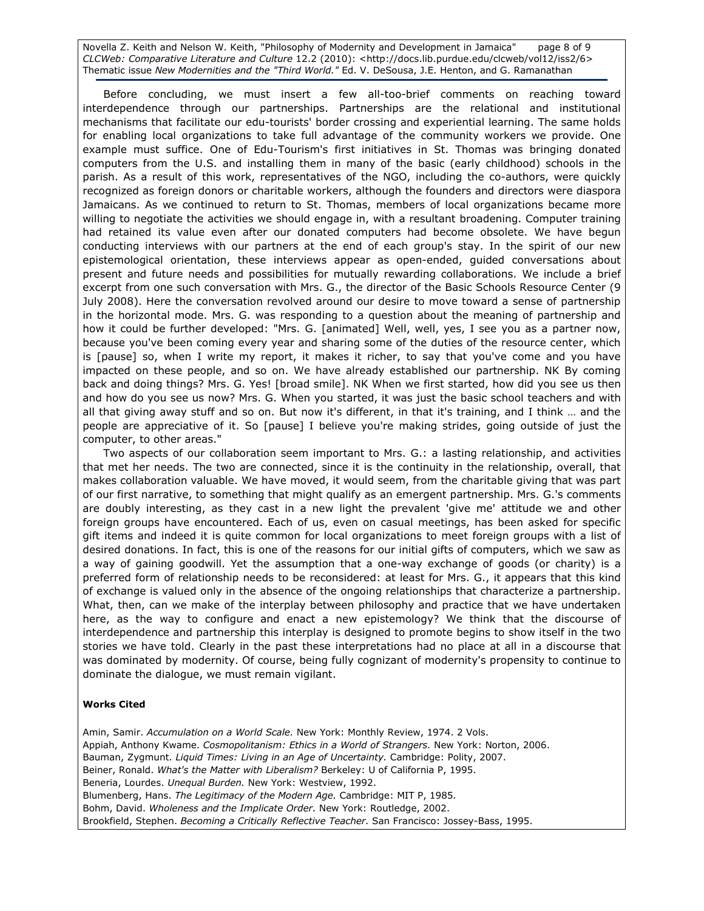Before concluding, we must insert a few all-too-brief comments on reaching toward interdependence through our partnerships. Partnerships are the relational and institutional mechanisms that facilitate our edu-tourists' border crossing and experiential learning. The same holds for enabling local organizations to take full advantage of the community workers we provide. One example must suffice. One of Edu-Tourism's first initiatives in St. Thomas was bringing donated computers from the U.S. and installing them in many of the basic (early childhood) schools in the parish. As a result of this work, representatives of the NGO, including the co-authors, were quickly recognized as foreign donors or charitable workers, although the founders and directors were diaspora Jamaicans. As we continued to return to St. Thomas, members of local organizations became more willing to negotiate the activities we should engage in, with a resultant broadening. Computer training had retained its value even after our donated computers had become obsolete. We have begun conducting interviews with our partners at the end of each group's stay. In the spirit of our new epistemological orientation, these interviews appear as open-ended, guided conversations about present and future needs and possibilities for mutually rewarding collaborations. We include a brief excerpt from one such conversation with Mrs. G., the director of the Basic Schools Resource Center (9 July 2008). Here the conversation revolved around our desire to move toward a sense of partnership in the horizontal mode. Mrs. G. was responding to a question about the meaning of partnership and how it could be further developed: "Mrs. G. [animated] Well, well, yes, I see you as a partner now, because you've been coming every year and sharing some of the duties of the resource center, which is [pause] so, when I write my report, it makes it richer, to say that you've come and you have impacted on these people, and so on. We have already established our partnership. NK By coming back and doing things? Mrs. G. Yes! [broad smile]. NK When we first started, how did you see us then and how do you see us now? Mrs. G. When you started, it was just the basic school teachers and with all that giving away stuff and so on. But now it's different, in that it's training, and I think … and the people are appreciative of it. So [pause] I believe you're making strides, going outside of just the computer, to other areas."

Two aspects of our collaboration seem important to Mrs. G.: a lasting relationship, and activities that met her needs. The two are connected, since it is the continuity in the relationship, overall, that makes collaboration valuable. We have moved, it would seem, from the charitable giving that was part of our first narrative, to something that might qualify as an emergent partnership. Mrs. G.'s comments are doubly interesting, as they cast in a new light the prevalent 'give me' attitude we and other foreign groups have encountered. Each of us, even on casual meetings, has been asked for specific gift items and indeed it is quite common for local organizations to meet foreign groups with a list of desired donations. In fact, this is one of the reasons for our initial gifts of computers, which we saw as a way of gaining goodwill. Yet the assumption that a one-way exchange of goods (or charity) is a preferred form of relationship needs to be reconsidered: at least for Mrs. G., it appears that this kind of exchange is valued only in the absence of the ongoing relationships that characterize a partnership. What, then, can we make of the interplay between philosophy and practice that we have undertaken here, as the way to configure and enact a new epistemology? We think that the discourse of interdependence and partnership this interplay is designed to promote begins to show itself in the two stories we have told. Clearly in the past these interpretations had no place at all in a discourse that was dominated by modernity. Of course, being fully cognizant of modernity's propensity to continue to dominate the dialogue, we must remain vigilant.

**Works Cited**

Amin, Samir. *Accumulation on a World Scale.* New York: Monthly Review, 1974. 2 Vols.
Appiah, Anthony Kwame. *Cosmopolitanism: Ethics in a World of Strangers.* New York: Norton, 2006.
Bauman, Zygmunt. *Liquid Times: Living in an Age of Uncertainty.* Cambridge: Polity, 2007.
Beiner, Ronald. *What's the Matter with Liberalism?* Berkeley: U of California P, 1995.
Beneria, Lourdes. *Unequal Burden.* New York: Westview, 1992.
Blumenberg, Hans. *The Legitimacy of the Modern Age.* Cambridge: MIT P, 1985.
Bohm, David. *Wholeness and the Implicate Order.* New York: Routledge, 2002.
Brookfield, Stephen. *Becoming a Critically Reflective Teacher.* San Francisco: Jossey-Bass, 1995.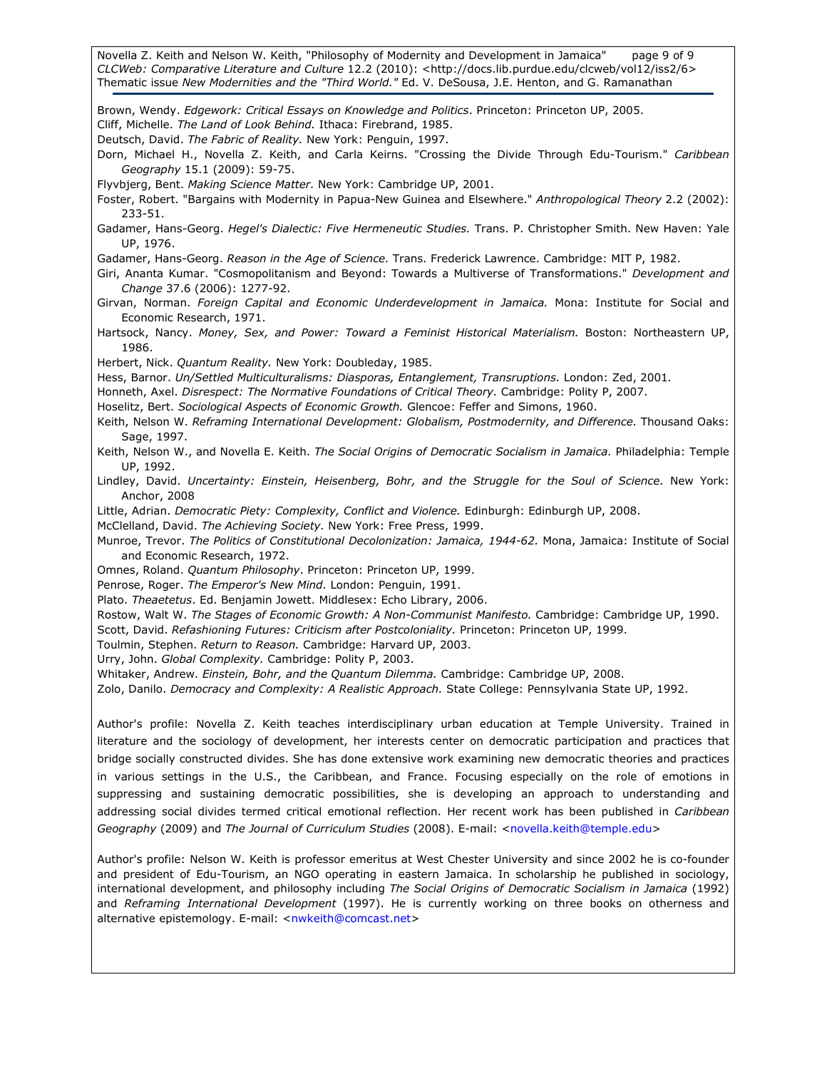Brown, Wendy. *Edgework: Critical Essays on Knowledge and Politics*. Princeton: Princeton UP, 2005.

Cliff, Michelle. *The Land of Look Behind.* Ithaca: Firebrand, 1985.

Deutsch, David. *The Fabric of Reality.* New York: Penguin, 1997.

Dorn, Michael H., Novella Z. Keith, and Carla Keirns. "Crossing the Divide Through Edu-Tourism." *Caribbean Geography* 15.1 (2009): 59-75.

Flyvbjerg, Bent. *Making Science Matter.* New York: Cambridge UP, 2001.

Foster, Robert. "Bargains with Modernity in Papua-New Guinea and Elsewhere." *Anthropological Theory* 2.2 (2002): 233-51.

Gadamer, Hans-Georg. *Hegel's Dialectic: Five Hermeneutic Studies.* Trans. P. Christopher Smith. New Haven: Yale UP, 1976.

Gadamer, Hans-Georg. *Reason in the Age of Science.* Trans. Frederick Lawrence. Cambridge: MIT P, 1982.

Giri, Ananta Kumar. "Cosmopolitanism and Beyond: Towards a Multiverse of Transformations." *Development and Change* 37.6 (2006): 1277-92.

Girvan, Norman. *Foreign Capital and Economic Underdevelopment in Jamaica.* Mona: Institute for Social and Economic Research, 1971.

Hartsock, Nancy. *Money, Sex, and Power: Toward a Feminist Historical Materialism.* Boston: Northeastern UP, 1986.

Herbert, Nick. *Quantum Reality.* New York: Doubleday, 1985.

Hess, Barnor. *Un/Settled Multiculturalisms: Diasporas, Entanglement, Transruptions.* London: Zed, 2001.

Honneth, Axel. *Disrespect: The Normative Foundations of Critical Theory.* Cambridge: Polity P, 2007.

Hoselitz, Bert. *Sociological Aspects of Economic Growth.* Glencoe: Feffer and Simons, 1960.

Keith, Nelson W. *Reframing International Development: Globalism, Postmodernity, and Difference.* Thousand Oaks: Sage, 1997.

Keith, Nelson W., and Novella E. Keith. *The Social Origins of Democratic Socialism in Jamaica.* Philadelphia: Temple UP, 1992.

Lindley, David. *Uncertainty: Einstein, Heisenberg, Bohr, and the Struggle for the Soul of Science.* New York: Anchor, 2008

Little, Adrian. *Democratic Piety: Complexity, Conflict and Violence.* Edinburgh: Edinburgh UP, 2008.

McClelland, David. *The Achieving Society.* New York: Free Press, 1999.

Munroe, Trevor. *The Politics of Constitutional Decolonization: Jamaica, 1944-62.* Mona, Jamaica: Institute of Social and Economic Research, 1972.

Omnes, Roland. *Quantum Philosophy*. Princeton: Princeton UP, 1999.

Penrose, Roger. *The Emperor's New Mind.* London: Penguin, 1991.

Plato. *Theaetetus*. Ed. Benjamin Jowett. Middlesex: Echo Library, 2006.

Rostow, Walt W. *The Stages of Economic Growth: A Non-Communist Manifesto.* Cambridge: Cambridge UP, 1990.

Scott, David. *Refashioning Futures: Criticism after Postcoloniality.* Princeton: Princeton UP, 1999.

Toulmin, Stephen. *Return to Reason.* Cambridge: Harvard UP, 2003.

Urry, John. *Global Complexity.* Cambridge: Polity P, 2003.

Whitaker, Andrew. *Einstein, Bohr, and the Quantum Dilemma.* Cambridge: Cambridge UP, 2008.

Zolo, Danilo. *Democracy and Complexity: A Realistic Approach.* State College: Pennsylvania State UP, 1992.

Author's profile: Novella Z. Keith teaches interdisciplinary urban education at Temple University. Trained in literature and the sociology of development, her interests center on democratic participation and practices that bridge socially constructed divides. She has done extensive work examining new democratic theories and practices in various settings in the U.S., the Caribbean, and France. Focusing especially on the role of emotions in suppressing and sustaining democratic possibilities, she is developing an approach to understanding and addressing social divides termed critical emotional reflection. Her recent work has been published in *Caribbean Geography* (2009) and *The Journal of Curriculum Studies* (2008). E-mail: <novella.keith@temple.edu>

Author's profile: Nelson W. Keith is professor emeritus at West Chester University and since 2002 he is co-founder and president of Edu-Tourism, an NGO operating in eastern Jamaica. In scholarship he published in sociology, international development, and philosophy including *The Social Origins of Democratic Socialism in Jamaica* (1992) and *Reframing International Development* (1997). He is currently working on three books on otherness and alternative epistemology. E-mail: <nwkeith@comcast.net>